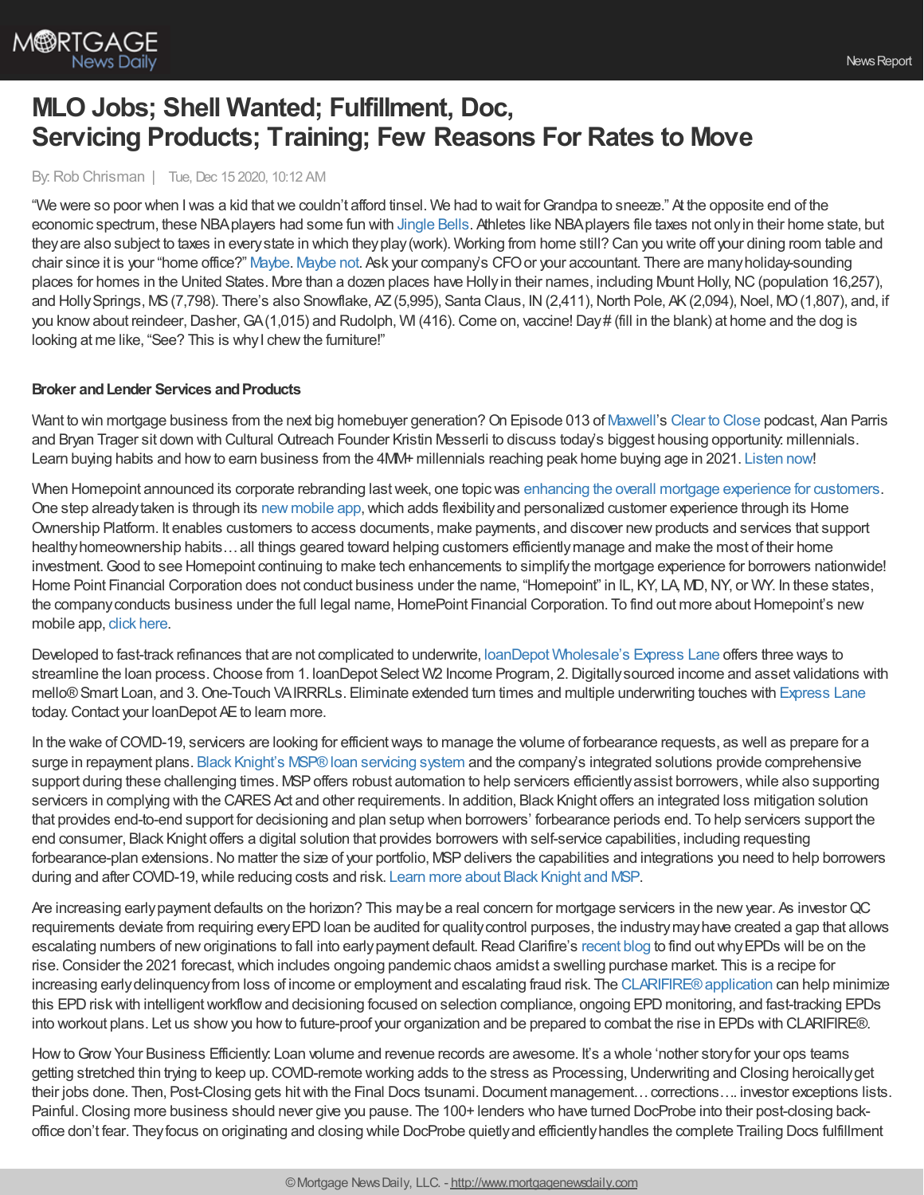# MLO Jobs; Shell Wanted; Fulfillment, Doc, Servicing Products; Training; Few Reasons For Rates to Move

By: Rob Chrisman | Tue, Dec 15 2020, 10:12 AM

"We were so poor when I was a kid that we couldn't afford tinsel. We had to wait for Grandpa to sneeze." At the opposite end of the economic spectrum, these NBA players had some fun with Jingle Bells. Athletes like NBA players file taxes not only in their home state, but they are also subject to taxes in every state in which they play (work). Working from home still? Can you write off your dining room table and chair since it is your "home office?" Maybe. Maybe not. Ask your company's CFO or your accountant. There are many holiday-sounding places for homes in the United States. More than a dozen places have Holly in their names, including Mount Holly, NC (population 16,257), and Holly Springs, MS (7,798). There's also Snowflake, AZ (5,995), Santa Claus, IN (2,411), North Pole, AK (2,094), Noel, MO (1,807), and, if you know about reindeer, Dasher, GA (1,015) and Rudolph, WI (416). Come on, vaccine! Day # (fill in the blank) at home and the dog is looking at me like, "See? This is why I chew the furniture!"

**Broker and Lender Services and Products**

Want to win mortgage business from the next big homebuyer generation? On Episode 013 of Maxwell's Clear to Close podcast, Alan Parris and Bryan Trager sit down with Cultural Outreach Founder Kristin Messerli to discuss today's biggest housing opportunity: millennials. Learn buying habits and how to earn business from the 4MM+ millennials reaching peak home buying age in 2021. Listen now!

When Homepoint announced its corporate rebranding last week, one topic was enhancing the overall mortgage experience for customers. One step already taken is through its new mobile app, which adds flexibility and personalized customer experience through its Home Ownership Platform. It enables customers to access documents, make payments, and discover new products and services that support healthy homeownership habits… all things geared toward helping customers efficiently manage and make the most of their home investment. Good to see Homepoint continuing to make tech enhancements to simplify the mortgage experience for borrowers nationwide! Home Point Financial Corporation does not conduct business under the name, "Homepoint" in IL, KY, LA, MD, NY, or WY. In these states, the company conducts business under the full legal name, HomePoint Financial Corporation. To find out more about Homepoint's new mobile app, click here.

Developed to fast-track refinances that are not complicated to underwrite, loanDepot Wholesale's Express Lane offers three ways to streamline the loan process. Choose from 1. loanDepot Select W2 Income Program, 2. Digitally sourced income and asset validations with mello® Smart Loan, and 3. One-Touch VA IRRRLs. Eliminate extended turn times and multiple underwriting touches with Express Lane today. Contact your loanDepot AE to learn more.

In the wake of COVID-19, servicers are looking for efficient ways to manage the volume of forbearance requests, as well as prepare for a surge in repayment plans. Black Knight's MSP® loan servicing system and the company's integrated solutions provide comprehensive support during these challenging times. MSP offers robust automation to help servicers efficiently assist borrowers, while also supporting servicers in complying with the CARES Act and other requirements. In addition, Black Knight offers an integrated loss mitigation solution that provides end-to-end support for decisioning and plan setup when borrowers' forbearance periods end. To help servicers support the end consumer, Black Knight offers a digital solution that provides borrowers with self-service capabilities, including requesting forbearance-plan extensions. No matter the size of your portfolio, MSP delivers the capabilities and integrations you need to help borrowers during and after COVID-19, while reducing costs and risk. Learn more about Black Knight and MSP.

Are increasing early payment defaults on the horizon? This may be a real concern for mortgage servicers in the new year. As investor QC requirements deviate from requiring every EPD loan be audited for quality control purposes, the industry may have created a gap that allows escalating numbers of new originations to fall into early payment default. Read Clarifire's recent blog to find out why EPDs will be on the rise. Consider the 2021 forecast, which includes ongoing pandemic chaos amidst a swelling purchase market. This is a recipe for increasing early delinquency from loss of income or employment and escalating fraud risk. The CLARIFIRE® application can help minimize this EPD risk with intelligent workflow and decisioning focused on selection compliance, ongoing EPD monitoring, and fast-tracking EPDs into workout plans. Let us show you how to future-proof your organization and be prepared to combat the rise in EPDs with CLARIFIRE®.

How to Grow Your Business Efficiently: Loan volume and revenue records are awesome. It's a whole 'nother story for your ops teams getting stretched thin trying to keep up. COVID-remote working adds to the stress as Processing, Underwriting and Closing heroically get their jobs done. Then, Post-Closing gets hit with the Final Docs tsunami. Document management… corrections…. investor exceptions lists. Painful. Closing more business should never give you pause. The 100+ lenders who have turned DocProbe into their post-closing back-office don't fear. They focus on originating and closing while DocProbe quietly and efficiently handles the complete Trailing Docs fulfillment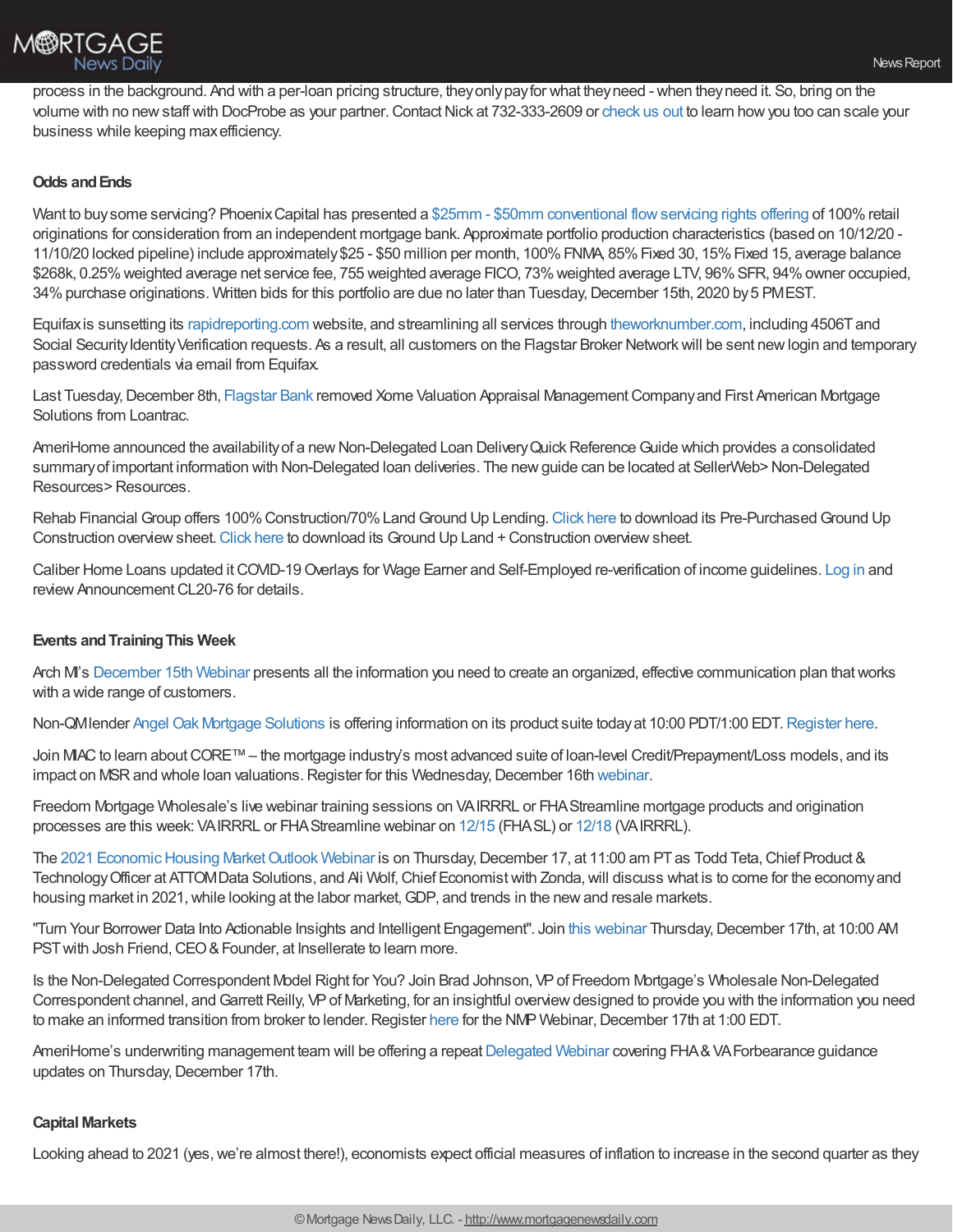process in the background. And with a per-loan pricing structure, they only pay for what they need - when they need it. So, bring on the volume with no new staff with DocProbe as your partner. Contact Nick at 732-333-2609 or check us out to learn how you too can scale your business while keeping max efficiency.

**Odds and Ends**

Want to buy some servicing? Phoenix Capital has presented a $25mm - $50mm conventional flow servicing rights offering of 100% retail originations for consideration from an independent mortgage bank. Approximate portfolio production characteristics (based on 10/12/20 - 11/10/20 locked pipeline) include approximately $25 - $50 million per month, 100% FNMA, 85% Fixed 30, 15% Fixed 15, average balance $268k, 0.25% weighted average net service fee, 755 weighted average FICO, 73% weighted average LTV, 96% SFR, 94% owner occupied, 34% purchase originations. Written bids for this portfolio are due no later than Tuesday, December 15th, 2020 by 5 PM EST.

Equifax is sunsetting its rapidreporting.com website, and streamlining all services through theworknumber.com, including 4506T and Social Security Identity Verification requests. As a result, all customers on the Flagstar Broker Network will be sent new login and temporary password credentials via email from Equifax.

Last Tuesday, December 8th, Flagstar Bank removed Xome Valuation Appraisal Management Company and First American Mortgage Solutions from Loantrac.

AmeriHome announced the availability of a new Non-Delegated Loan Delivery Quick Reference Guide which provides a consolidated summary of important information with Non-Delegated loan deliveries. The new guide can be located at SellerWeb> Non-Delegated Resources> Resources.

Rehab Financial Group offers 100% Construction/70% Land Ground Up Lending. Click here to download its Pre-Purchased Ground Up Construction overview sheet. Click here to download its Ground Up Land + Construction overview sheet.

Caliber Home Loans updated it COVID-19 Overlays for Wage Earner and Self-Employed re-verification of income guidelines. Log in and review Announcement CL20-76 for details.

**Events and Training This Week**

Arch MI's December 15th Webinar presents all the information you need to create an organized, effective communication plan that works with a wide range of customers.

Non-QM lender Angel Oak Mortgage Solutions is offering information on its product suite today at 10:00 PDT/1:00 EDT. Register here.

Join MIAC to learn about CORE™ – the mortgage industry's most advanced suite of loan-level Credit/Prepayment/Loss models, and its impact on MSR and whole loan valuations. Register for this Wednesday, December 16th webinar.

Freedom Mortgage Wholesale's live webinar training sessions on VA IRRRL or FHA Streamline mortgage products and origination processes are this week: VA IRRRL or FHA Streamline webinar on 12/15 (FHA SL) or 12/18 (VA IRRRL).

The 2021 Economic Housing Market Outlook Webinar is on Thursday, December 17, at 11:00 am PT as Todd Teta, Chief Product & Technology Officer at ATTOM Data Solutions, and Ali Wolf, Chief Economist with Zonda, will discuss what is to come for the economy and housing market in 2021, while looking at the labor market, GDP, and trends in the new and resale markets.

"Turn Your Borrower Data Into Actionable Insights and Intelligent Engagement". Join this webinar Thursday, December 17th, at 10:00 AM PST with Josh Friend, CEO & Founder, at Insellerate to learn more.

Is the Non-Delegated Correspondent Model Right for You? Join Brad Johnson, VP of Freedom Mortgage's Wholesale Non-Delegated Correspondent channel, and Garrett Reilly, VP of Marketing, for an insightful overview designed to provide you with the information you need to make an informed transition from broker to lender. Register here for the NMP Webinar, December 17th at 1:00 EDT.

AmeriHome's underwriting management team will be offering a repeat Delegated Webinar covering FHA & VA Forbearance guidance updates on Thursday, December 17th.

**Capital Markets**

Looking ahead to 2021 (yes, we're almost there!), economists expect official measures of inflation to increase in the second quarter as they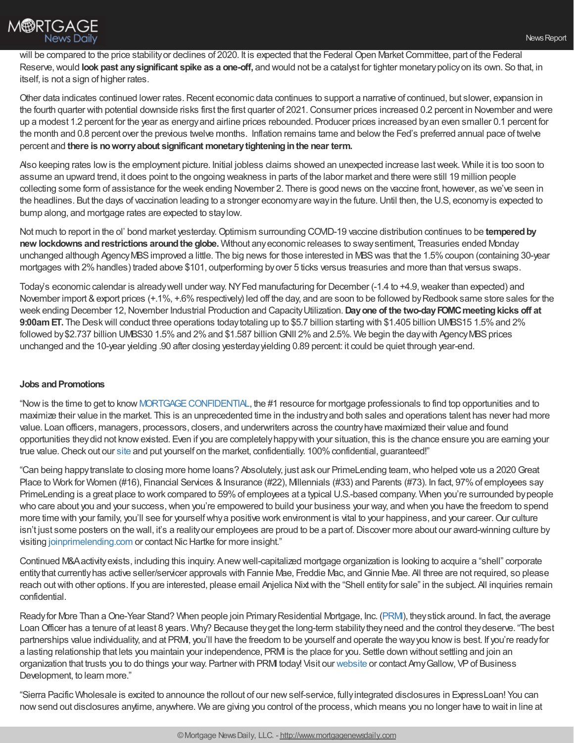will be compared to the price stability or declines of 2020. It is expected that the Federal Open Market Committee, part of the Federal Reserve, would **look past any significant spike as a one-off,** and would not be a catalyst for tighter monetary policy on its own. So that, in itself, is not a sign of higher rates.

Other data indicates continued lower rates. Recent economic data continues to support a narrative of continued, but slower, expansion in the fourth quarter with potential downside risks first the first quarter of 2021. Consumer prices increased 0.2 percent in November and were up a modest 1.2 percent for the year as energy and airline prices rebounded. Producer prices increased by an even smaller 0.1 percent for the month and 0.8 percent over the previous twelve months. Inflation remains tame and below the Fed's preferred annual pace of twelve percent and **there is no worry about significant monetary tightening in the near term.**

Also keeping rates low is the employment picture. Initial jobless claims showed an unexpected increase last week. While it is too soon to assume an upward trend, it does point to the ongoing weakness in parts of the labor market and there were still 19 million people collecting some form of assistance for the week ending November 2. There is good news on the vaccine front, however, as we've seen in the headlines. But the days of vaccination leading to a stronger economy are way in the future. Until then, the U.S, economy is expected to bump along, and mortgage rates are expected to stay low.

Not much to report in the ol' bond market yesterday. Optimism surrounding COVID-19 vaccine distribution continues to be **tempered by new lockdowns and restrictions around the globe.** Without any economic releases to sway sentiment, Treasuries ended Monday unchanged although Agency MBS improved a little. The big news for those interested in MBS was that the 1.5% coupon (containing 30-year mortgages with 2% handles) traded above $101, outperforming by over 5 ticks versus treasuries and more than that versus swaps.

Today's economic calendar is already well under way. NY Fed manufacturing for December (-1.4 to +4.9, weaker than expected) and November import & export prices (+.1%, +.6% respectively) led off the day, and are soon to be followed by Redbook same store sales for the week ending December 12, November Industrial Production and Capacity Utilization. **Day one of the two-day FOMC meeting kicks off at 9:00am ET.** The Desk will conduct three operations today totaling up to $5.7 billion starting with $1.405 billion UMBS15 1.5% and 2% followed by $2.737 billion UMBS30 1.5% and 2% and $1.587 billion GNII 2% and 2.5%. We begin the day with Agency MBS prices unchanged and the 10-year yielding .90 after closing yesterday yielding 0.89 percent: it could be quiet through year-end.

**Jobs and Promotions**

"Now is the time to get to know MORTGAGE CONFIDENTIAL, the #1 resource for mortgage professionals to find top opportunities and to maximize their value in the market. This is an unprecedented time in the industry and both sales and operations talent has never had more value. Loan officers, managers, processors, closers, and underwriters across the country have maximized their value and found opportunities they did not know existed. Even if you are completely happy with your situation, this is the chance ensure you are earning your true value. Check out our site and put yourself on the market, confidentially. 100% confidential, guaranteed!"

"Can being happy translate to closing more home loans? Absolutely, just ask our PrimeLending team, who helped vote us a 2020 Great Place to Work for Women (#16), Financial Services & Insurance (#22), Millennials (#33) and Parents (#73). In fact, 97% of employees say PrimeLending is a great place to work compared to 59% of employees at a typical U.S.-based company. When you're surrounded by people who care about you and your success, when you're empowered to build your business your way, and when you have the freedom to spend more time with your family, you'll see for yourself why a positive work environment is vital to your happiness, and your career. Our culture isn't just some posters on the wall, it's a reality our employees are proud to be a part of. Discover more about our award-winning culture by visiting joinprimelending.com or contact Nic Hartke for more insight."

Continued M&A activity exists, including this inquiry. A new well-capitalized mortgage organization is looking to acquire a "shell" corporate entity that currently has active seller/servicer approvals with Fannie Mae, Freddie Mac, and Ginnie Mae. All three are not required, so please reach out with other options. If you are interested, please email Anjelica Nixt with the "Shell entity for sale" in the subject. All inquiries remain confidential.

Ready for More Than a One-Year Stand? When people join Primary Residential Mortgage, Inc. (PRMI), they stick around. In fact, the average Loan Officer has a tenure of at least 8 years. Why? Because they get the long-term stability they need and the control they deserve. "The best partnerships value individuality, and at PRMI, you'll have the freedom to be yourself and operate the way you know is best. If you're ready for a lasting relationship that lets you maintain your independence, PRMI is the place for you. Settle down without settling and join an organization that trusts you to do things your way. Partner with PRMI today! Visit our website or contact Amy Gallow, VP of Business Development, to learn more."

"Sierra Pacific Wholesale is excited to announce the rollout of our new self-service, fully integrated disclosures in ExpressLoan! You can now send out disclosures anytime, anywhere. We are giving you control of the process, which means you no longer have to wait in line at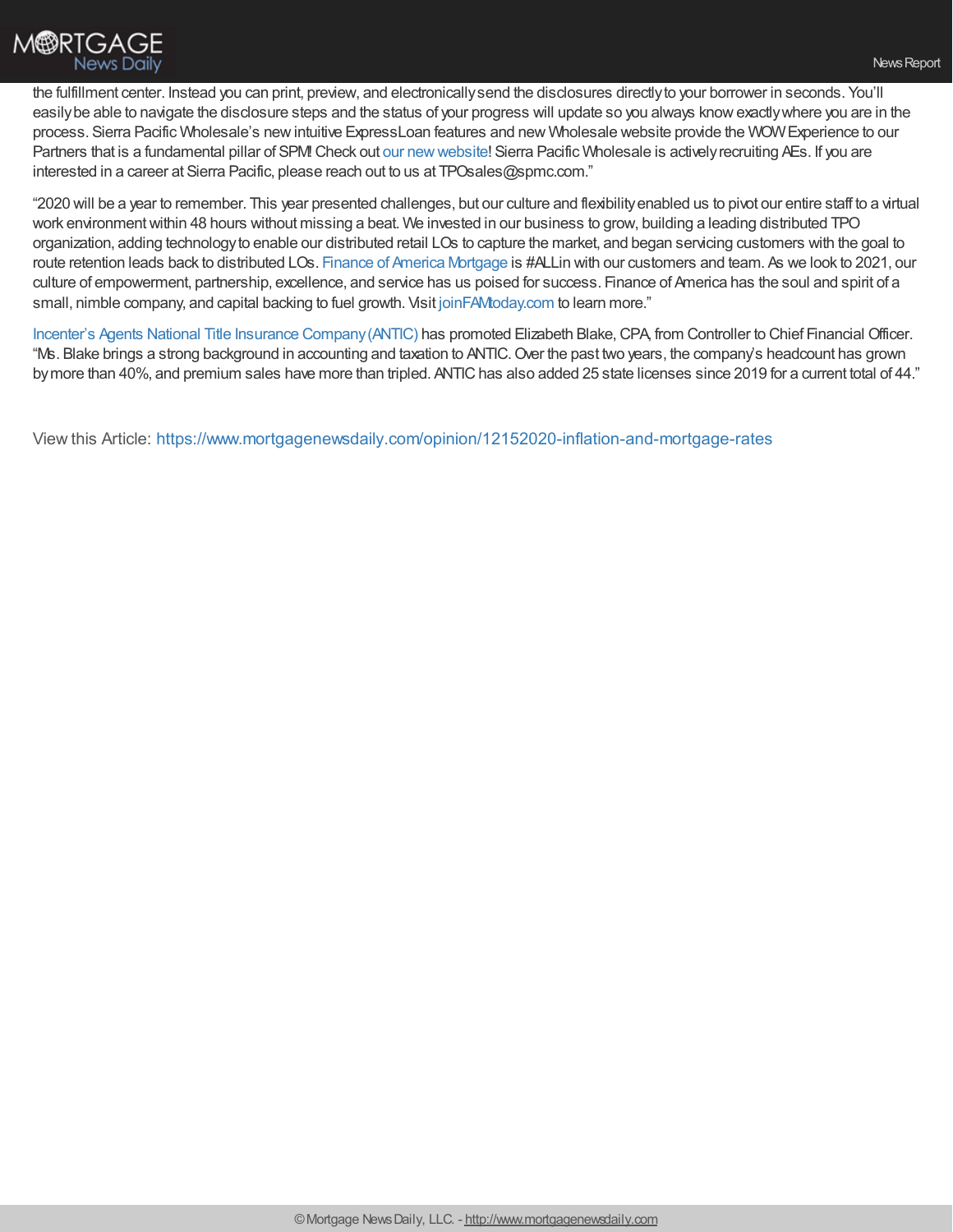the fulfillment center. Instead you can print, preview, and electronically send the disclosures directly to your borrower in seconds. You'll easily be able to navigate the disclosure steps and the status of your progress will update so you always know exactly where you are in the process. Sierra Pacific Wholesale's new intuitive ExpressLoan features and new Wholesale website provide the WOW Experience to our Partners that is a fundamental pillar of SPM! Check out our new website! Sierra Pacific Wholesale is actively recruiting AEs. If you are interested in a career at Sierra Pacific, please reach out to us at TPOsales@spmc.com."

"2020 will be a year to remember. This year presented challenges, but our culture and flexibility enabled us to pivot our entire staff to a virtual work environment within 48 hours without missing a beat. We invested in our business to grow, building a leading distributed TPO organization, adding technology to enable our distributed retail LOs to capture the market, and began servicing customers with the goal to route retention leads back to distributed LOs. Finance of America Mortgage is #ALLin with our customers and team. As we look to 2021, our culture of empowerment, partnership, excellence, and service has us poised for success. Finance of America has the soul and spirit of a small, nimble company, and capital backing to fuel growth. Visit joinFAMtoday.com to learn more."

Incenter's Agents National Title Insurance Company (ANTIC) has promoted Elizabeth Blake, CPA, from Controller to Chief Financial Officer. "Ms. Blake brings a strong background in accounting and taxation to ANTIC. Over the past two years, the company's headcount has grown by more than 40%, and premium sales have more than tripled. ANTIC has also added 25 state licenses since 2019 for a current total of 44."

View this Article: https://www.mortgagenewsdaily.com/opinion/12152020-inflation-and-mortgage-rates